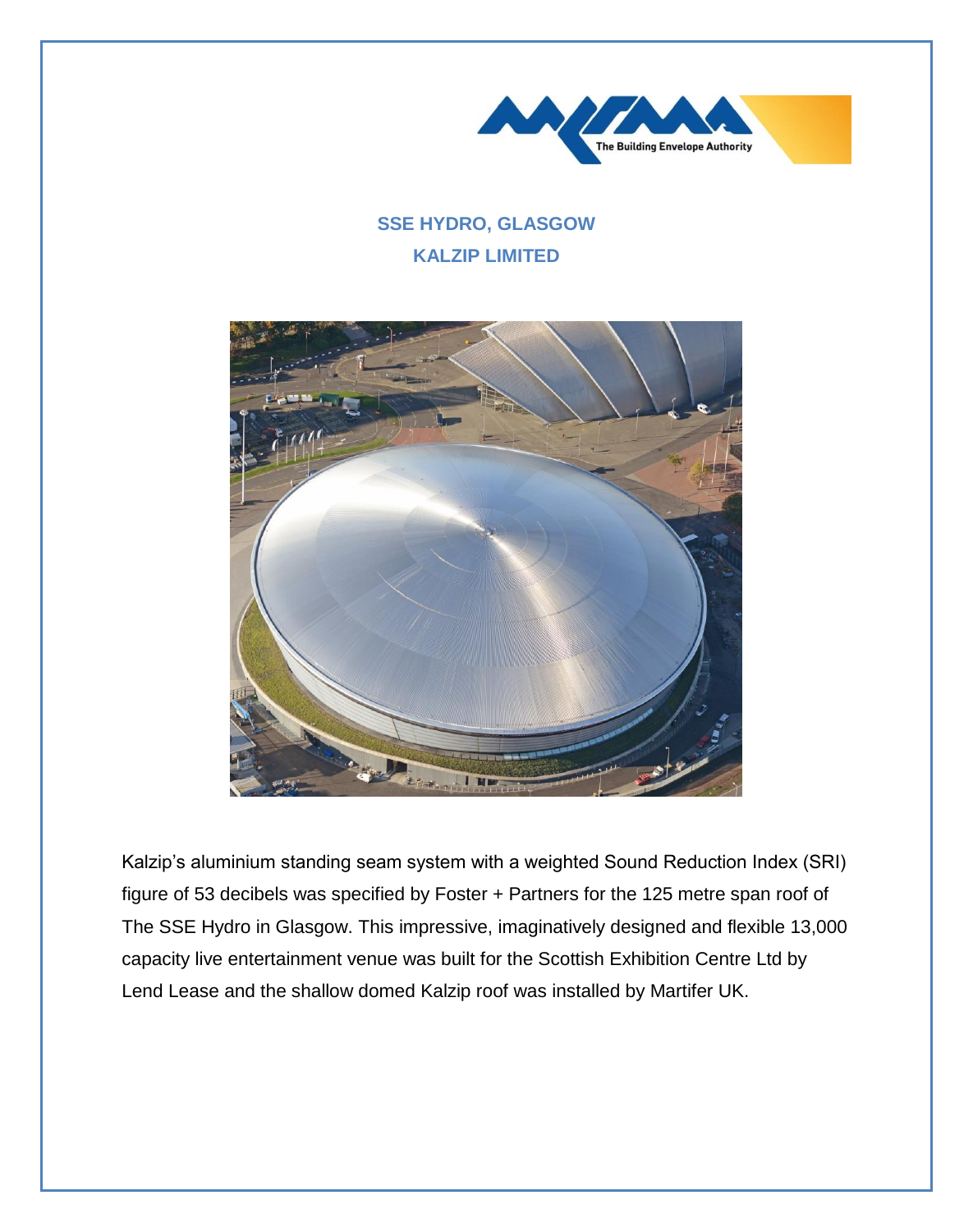# SSE HYDRO, GLASGOW

## KALZIP LIMITED

Kalzip's aluminium standing seam system with a weighted Sound Reduction Index (SRI) figure of 53 decibels was specified by Foster + Partners for the 125 metre span roof of The SSE Hydro in Glasgow. This impressive, imaginatively designed and flexible 13,000 capacity live entertainment venue was built for the Scottish Exhibition Centre Ltd by Lend Lease and the shallow domed Kalzip roof was installed by Martifer UK.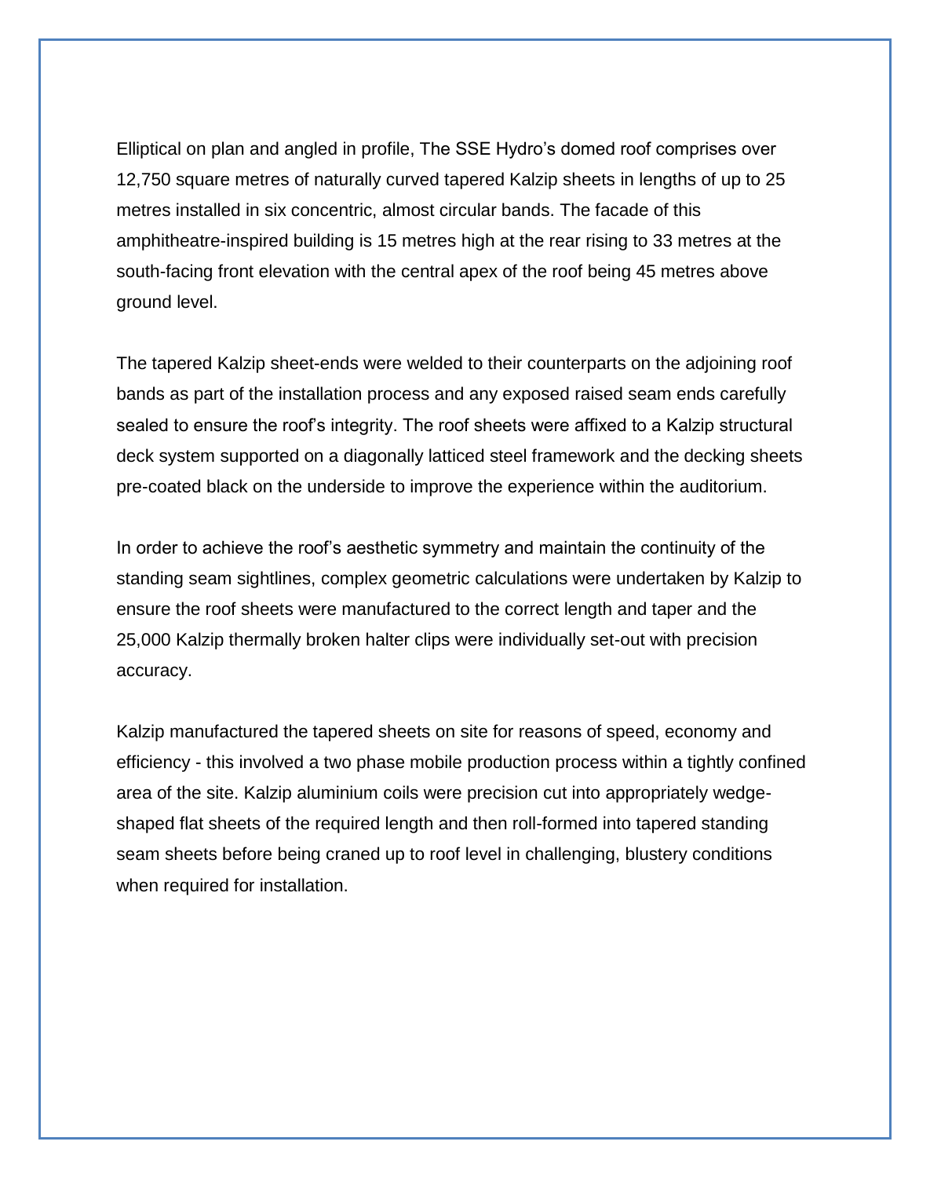Elliptical on plan and angled in profile, The SSE Hydro's domed roof comprises over 12,750 square metres of naturally curved tapered Kalzip sheets in lengths of up to 25 metres installed in six concentric, almost circular bands. The facade of this amphitheatre-inspired building is 15 metres high at the rear rising to 33 metres at the south-facing front elevation with the central apex of the roof being 45 metres above ground level.

The tapered Kalzip sheet-ends were welded to their counterparts on the adjoining roof bands as part of the installation process and any exposed raised seam ends carefully sealed to ensure the roof's integrity. The roof sheets were affixed to a Kalzip structural deck system supported on a diagonally latticed steel framework and the decking sheets pre-coated black on the underside to improve the experience within the auditorium.

In order to achieve the roof's aesthetic symmetry and maintain the continuity of the standing seam sightlines, complex geometric calculations were undertaken by Kalzip to ensure the roof sheets were manufactured to the correct length and taper and the 25,000 Kalzip thermally broken halter clips were individually set-out with precision accuracy.

Kalzip manufactured the tapered sheets on site for reasons of speed, economy and efficiency - this involved a two phase mobile production process within a tightly confined area of the site. Kalzip aluminium coils were precision cut into appropriately wedge-shaped flat sheets of the required length and then roll-formed into tapered standing seam sheets before being craned up to roof level in challenging, blustery conditions when required for installation.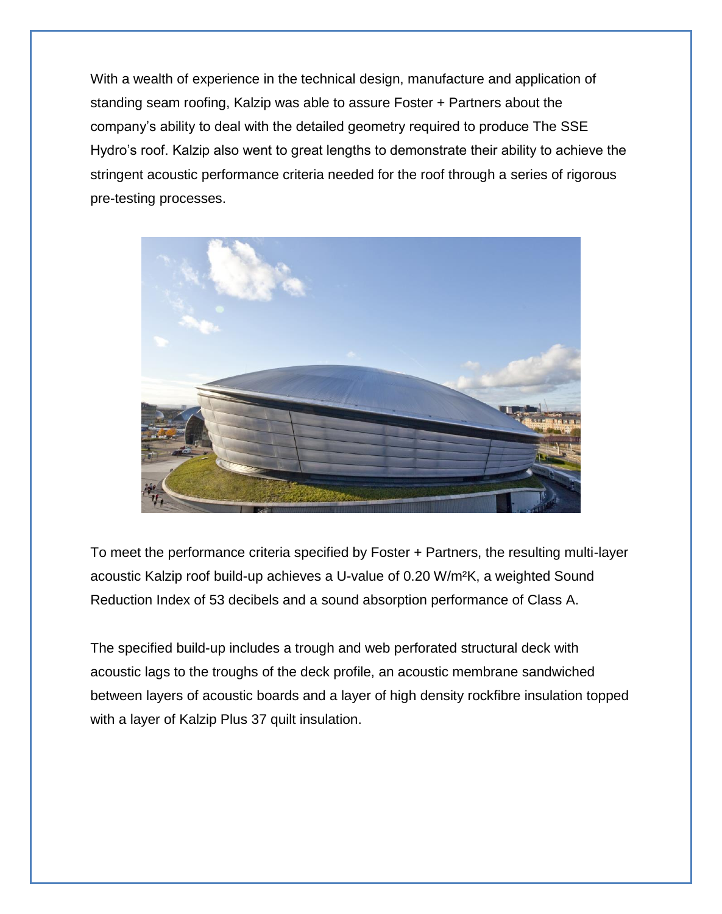With a wealth of experience in the technical design, manufacture and application of standing seam roofing, Kalzip was able to assure Foster + Partners about the company's ability to deal with the detailed geometry required to produce The SSE Hydro's roof. Kalzip also went to great lengths to demonstrate their ability to achieve the stringent acoustic performance criteria needed for the roof through a series of rigorous pre-testing processes.

To meet the performance criteria specified by Foster + Partners, the resulting multi-layer acoustic Kalzip roof build-up achieves a U-value of 0.20 W/m$^2$K, a weighted Sound Reduction Index of 53 decibels and a sound absorption performance of Class A.

The specified build-up includes a trough and web perforated structural deck with acoustic lags to the troughs of the deck profile, an acoustic membrane sandwiched between layers of acoustic boards and a layer of high density rockfibre insulation topped with a layer of Kalzip Plus 37 quilt insulation.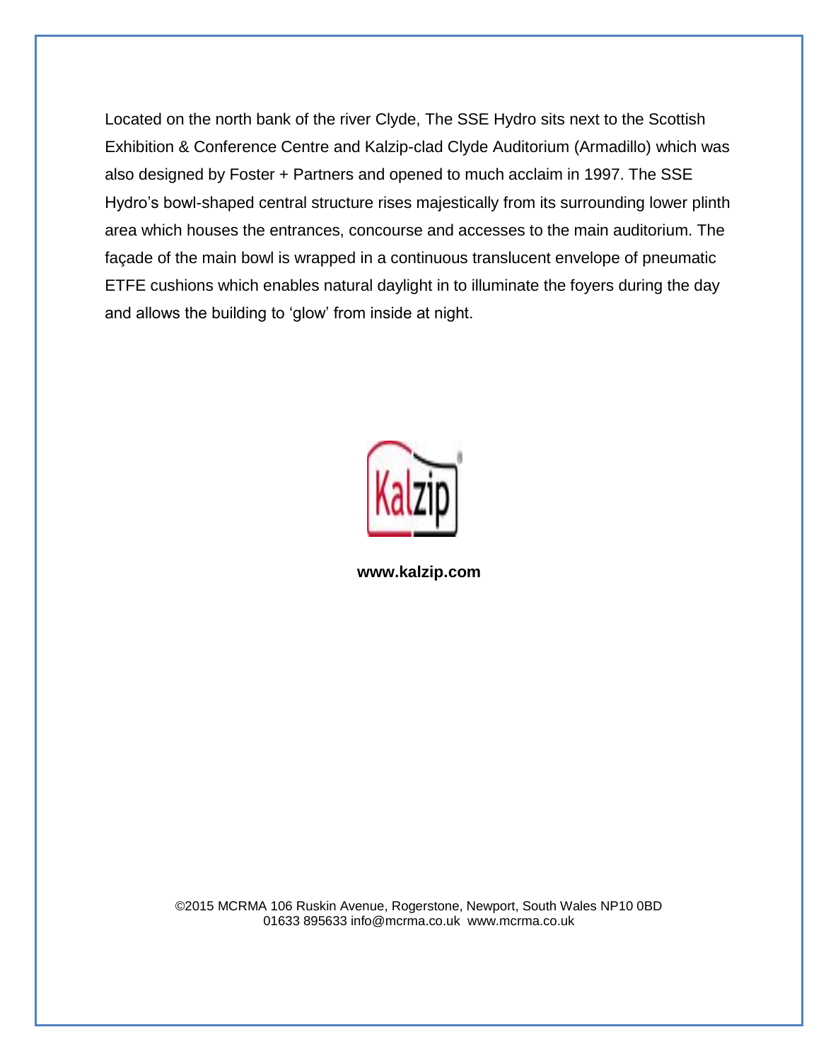Located on the north bank of the river Clyde, The SSE Hydro sits next to the Scottish Exhibition & Conference Centre and Kalzip-clad Clyde Auditorium (Armadillo) which was also designed by Foster + Partners and opened to much acclaim in 1997. The SSE Hydro's bowl-shaped central structure rises majestically from its surrounding lower plinth area which houses the entrances, concourse and accesses to the main auditorium. The façade of the main bowl is wrapped in a continuous translucent envelope of pneumatic ETFE cushions which enables natural daylight in to illuminate the foyers during the day and allows the building to 'glow' from inside at night.

Kalzip

**www.kalzip.com**

©2015 MCRMA 106 Ruskin Avenue, Rogerstone, Newport, South Wales NP10 0BD
01633 895633 info@mcrma.co.uk www.mcrma.co.uk